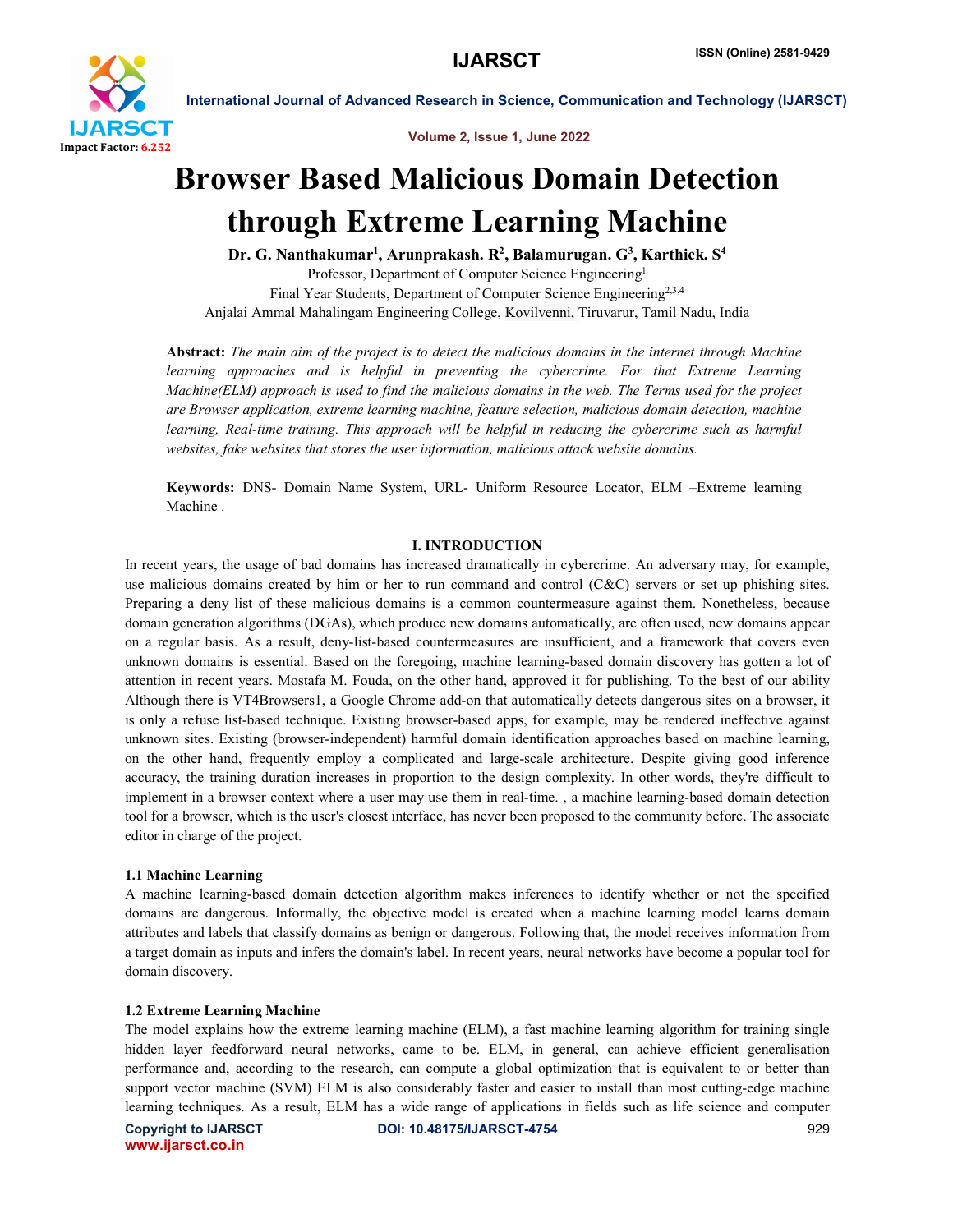# Browser Based Malicious Domain Detection through Extreme Learning Machine

**Dr. G. Nanthakumar[1], Arunprakash. R[2], Balamurugan. G[3], Karthick. S[4]**

Professor, Department of Computer Science Engineering[1]

Final Year Students, Department of Computer Science Engineering[2,3,4]

Anjalai Ammal Mahalingam Engineering College, Kovilvenni, Tiruvarur, Tamil Nadu, India

**Abstract:** *The main aim of the project is to detect the malicious domains in the internet through Machine learning approaches and is helpful in preventing the cybercrime. For that Extreme Learning Machine(ELM) approach is used to find the malicious domains in the web. The Terms used for the project are Browser application, extreme learning machine, feature selection, malicious domain detection, machine learning, Real-time training. This approach will be helpful in reducing the cybercrime such as harmful websites, fake websites that stores the user information, malicious attack website domains.*

**Keywords:** DNS- Domain Name System, URL- Uniform Resource Locator, ELM –Extreme learning Machine .

## I. INTRODUCTION

In recent years, the usage of bad domains has increased dramatically in cybercrime. An adversary may, for example, use malicious domains created by him or her to run command and control (C&C) servers or set up phishing sites. Preparing a deny list of these malicious domains is a common countermeasure against them. Nonetheless, because domain generation algorithms (DGAs), which produce new domains automatically, are often used, new domains appear on a regular basis. As a result, deny-list-based countermeasures are insufficient, and a framework that covers even unknown domains is essential. Based on the foregoing, machine learning-based domain discovery has gotten a lot of attention in recent years. Mostafa M. Fouda, on the other hand, approved it for publishing. To the best of our ability Although there is VT4Browsers1, a Google Chrome add-on that automatically detects dangerous sites on a browser, it is only a refuse list-based technique. Existing browser-based apps, for example, may be rendered ineffective against unknown sites. Existing (browser-independent) harmful domain identification approaches based on machine learning, on the other hand, frequently employ a complicated and large-scale architecture. Despite giving good inference accuracy, the training duration increases in proportion to the design complexity. In other words, they're difficult to implement in a browser context where a user may use them in real-time. , a machine learning-based domain detection tool for a browser, which is the user's closest interface, has never been proposed to the community before. The associate editor in charge of the project.

### 1.1 Machine Learning

A machine learning-based domain detection algorithm makes inferences to identify whether or not the specified domains are dangerous. Informally, the objective model is created when a machine learning model learns domain attributes and labels that classify domains as benign or dangerous. Following that, the model receives information from a target domain as inputs and infers the domain's label. In recent years, neural networks have become a popular tool for domain discovery.

### 1.2 Extreme Learning Machine

The model explains how the extreme learning machine (ELM), a fast machine learning algorithm for training single hidden layer feedforward neural networks, came to be. ELM, in general, can achieve efficient generalisation performance and, according to the research, can compute a global optimization that is equivalent to or better than support vector machine (SVM) ELM is also considerably faster and easier to install than most cutting-edge machine learning techniques. As a result, ELM has a wide range of applications in fields such as life science and computer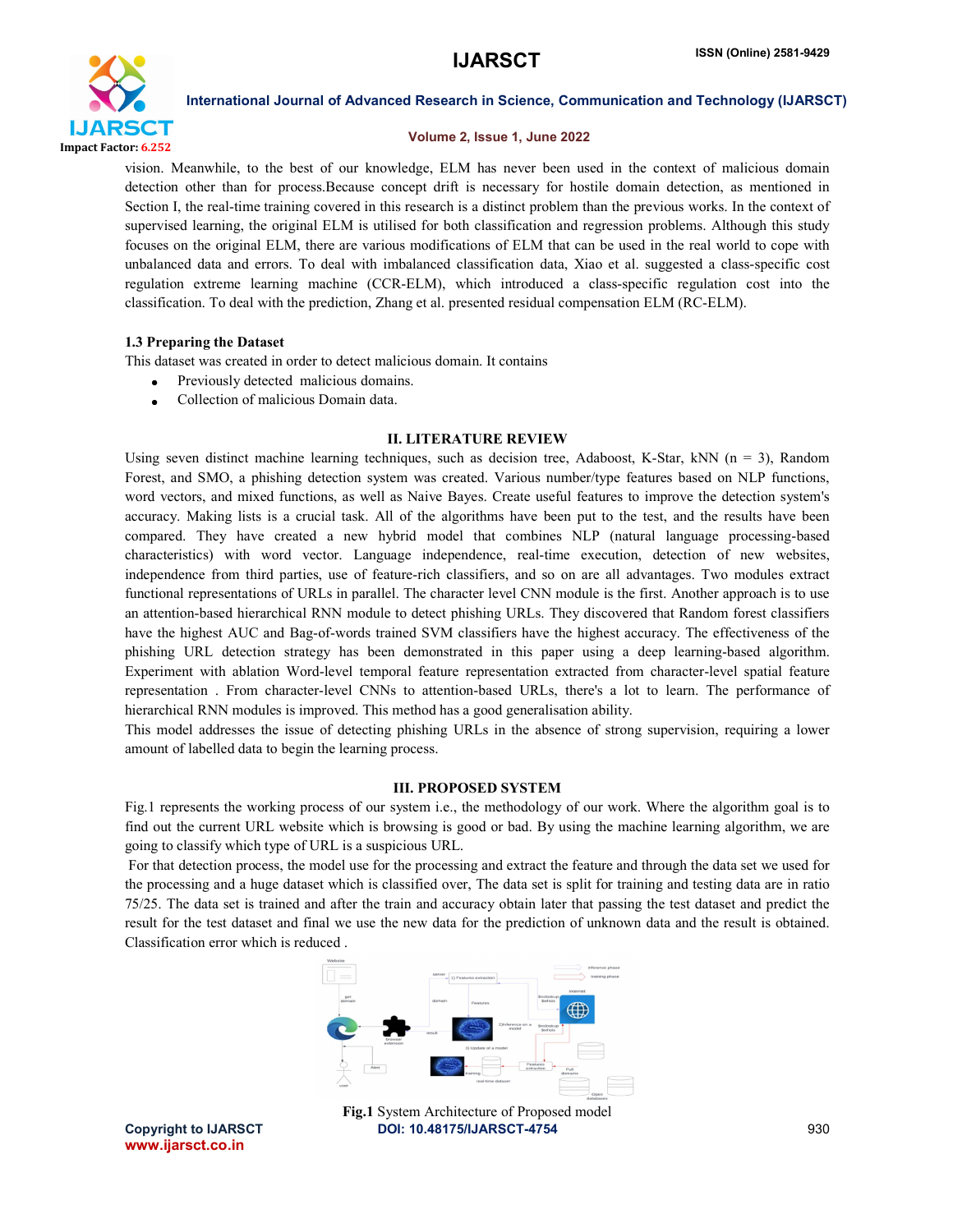vision. Meanwhile, to the best of our knowledge, ELM has never been used in the context of malicious domain detection other than for process.Because concept drift is necessary for hostile domain detection, as mentioned in Section I, the real-time training covered in this research is a distinct problem than the previous works. In the context of supervised learning, the original ELM is utilised for both classification and regression problems. Although this study focuses on the original ELM, there are various modifications of ELM that can be used in the real world to cope with unbalanced data and errors. To deal with imbalanced classification data, Xiao et al. suggested a class-specific cost regulation extreme learning machine (CCR-ELM), which introduced a class-specific regulation cost into the classification. To deal with the prediction, Zhang et al. presented residual compensation ELM (RC-ELM).

### 1.3 Preparing the Dataset

This dataset was created in order to detect malicious domain. It contains

- Previously detected malicious domains.
- Collection of malicious Domain data.

## II. LITERATURE REVIEW

Using seven distinct machine learning techniques, such as decision tree, Adaboost, K-Star, kNN (n = 3), Random Forest, and SMO, a phishing detection system was created. Various number/type features based on NLP functions, word vectors, and mixed functions, as well as Naive Bayes. Create useful features to improve the detection system's accuracy. Making lists is a crucial task. All of the algorithms have been put to the test, and the results have been compared. They have created a new hybrid model that combines NLP (natural language processing-based characteristics) with word vector. Language independence, real-time execution, detection of new websites, independence from third parties, use of feature-rich classifiers, and so on are all advantages. Two modules extract functional representations of URLs in parallel. The character level CNN module is the first. Another approach is to use an attention-based hierarchical RNN module to detect phishing URLs. They discovered that Random forest classifiers have the highest AUC and Bag-of-words trained SVM classifiers have the highest accuracy. The effectiveness of the phishing URL detection strategy has been demonstrated in this paper using a deep learning-based algorithm. Experiment with ablation Word-level temporal feature representation extracted from character-level spatial feature representation . From character-level CNNs to attention-based URLs, there's a lot to learn. The performance of hierarchical RNN modules is improved. This method has a good generalisation ability.

This model addresses the issue of detecting phishing URLs in the absence of strong supervision, requiring a lower amount of labelled data to begin the learning process.

## III. PROPOSED SYSTEM

Fig.1 represents the working process of our system i.e., the methodology of our work. Where the algorithm goal is to find out the current URL website which is browsing is good or bad. By using the machine learning algorithm, we are going to classify which type of URL is a suspicious URL.

For that detection process, the model use for the processing and extract the feature and through the data set we used for the processing and a huge dataset which is classified over, The data set is split for training and testing data are in ratio 75/25. The data set is trained and after the train and accuracy obtain later that passing the test dataset and predict the result for the test dataset and final we use the new data for the prediction of unknown data and the result is obtained. Classification error which is reduced .

**Fig.1** System Architecture of Proposed model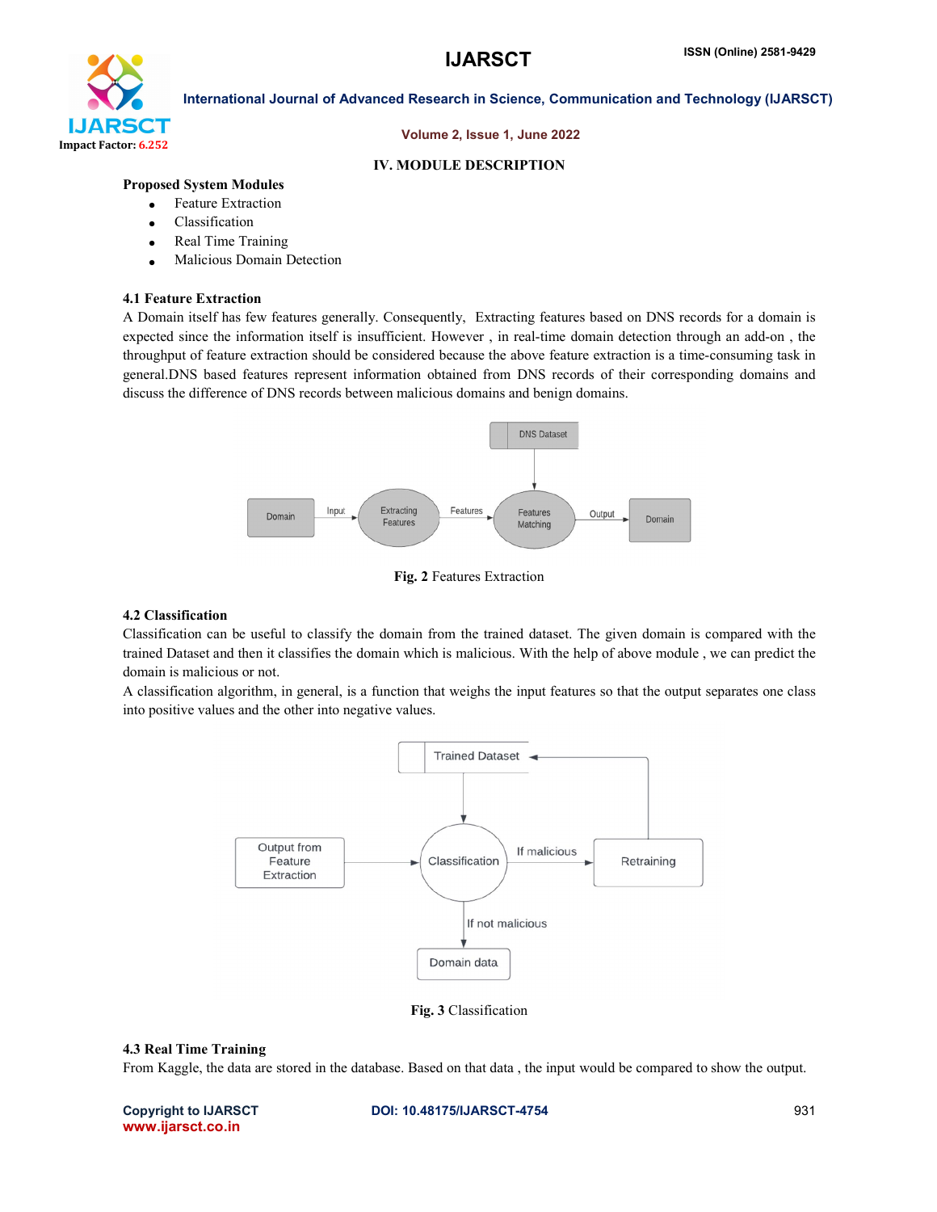## IV. MODULE DESCRIPTION

**Proposed System Modules**

- Feature Extraction
- Classification
- Real Time Training
- Malicious Domain Detection

### 4.1 Feature Extraction

A Domain itself has few features generally. Consequently, Extracting features based on DNS records for a domain is expected since the information itself is insufficient. However , in real-time domain detection through an add-on , the throughput of feature extraction should be considered because the above feature extraction is a time-consuming task in general.DNS based features represent information obtained from DNS records of their corresponding domains and discuss the difference of DNS records between malicious domains and benign domains.

**Fig. 2** Features Extraction

### 4.2 Classification

Classification can be useful to classify the domain from the trained dataset. The given domain is compared with the trained Dataset and then it classifies the domain which is malicious. With the help of above module , we can predict the domain is malicious or not.

A classification algorithm, in general, is a function that weighs the input features so that the output separates one class into positive values and the other into negative values.

**Fig. 3** Classification

### 4.3 Real Time Training

From Kaggle, the data are stored in the database. Based on that data , the input would be compared to show the output.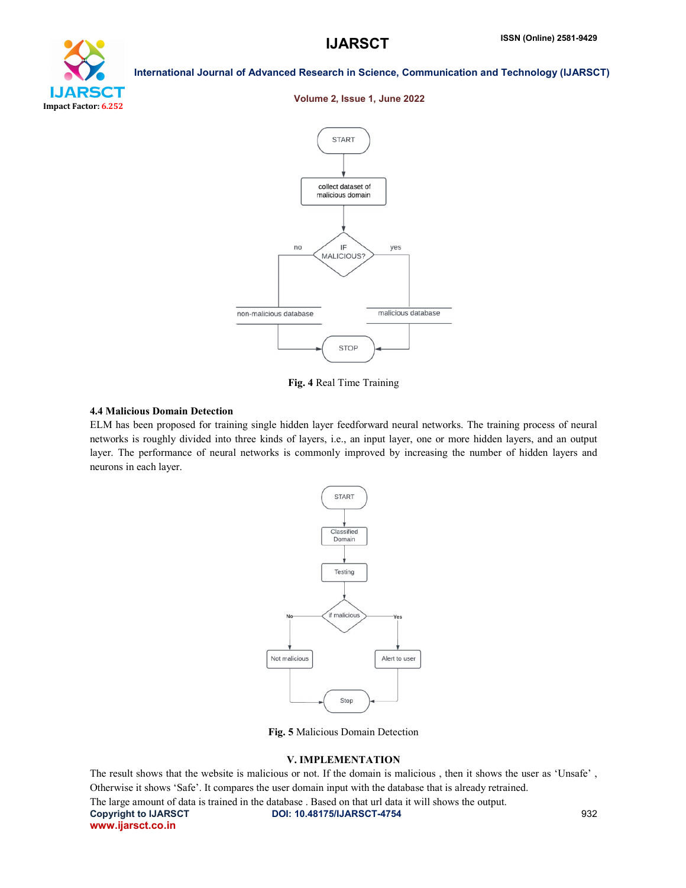Fig. 4 Real Time Training

### 4.4 Malicious Domain Detection

ELM has been proposed for training single hidden layer feedforward neural networks. The training process of neural networks is roughly divided into three kinds of layers, i.e., an input layer, one or more hidden layers, and an output layer. The performance of neural networks is commonly improved by increasing the number of hidden layers and neurons in each layer.

Fig. 5 Malicious Domain Detection

## V. IMPLEMENTATION

The result shows that the website is malicious or not. If the domain is malicious , then it shows the user as 'Unsafe' , Otherwise it shows 'Safe'. It compares the user domain input with the database that is already retrained.

The large amount of data is trained in the database . Based on that url data it will shows the output.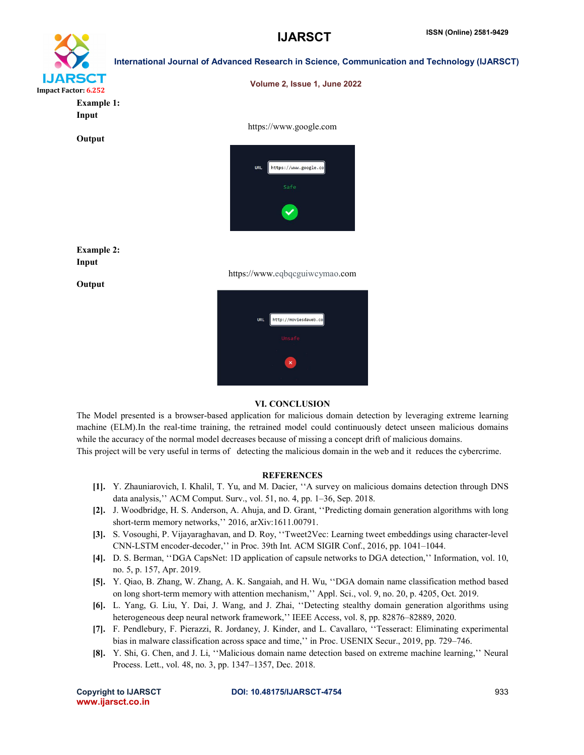**Example 1:**

**Input**

https://www.google.com

**Output**

**Example 2:**

**Input**

https://www.eqbqcguiwcymao.com

**Output**

## VI. CONCLUSION

The Model presented is a browser-based application for malicious domain detection by leveraging extreme learning machine (ELM).In the real-time training, the retrained model could continuously detect unseen malicious domains while the accuracy of the normal model decreases because of missing a concept drift of malicious domains.

This project will be very useful in terms of detecting the malicious domain in the web and it reduces the cybercrime.

## REFERENCES

- **[1].** Y. Zhauniarovich, I. Khalil, T. Yu, and M. Dacier, ''A survey on malicious domains detection through DNS data analysis,'' ACM Comput. Surv., vol. 51, no. 4, pp. 1–36, Sep. 2018.
- **[2].** J. Woodbridge, H. S. Anderson, A. Ahuja, and D. Grant, ''Predicting domain generation algorithms with long short-term memory networks,'' 2016, arXiv:1611.00791.
- **[3].** S. Vosoughi, P. Vijayaraghavan, and D. Roy, ''Tweet2Vec: Learning tweet embeddings using character-level CNN-LSTM encoder-decoder,'' in Proc. 39th Int. ACM SIGIR Conf., 2016, pp. 1041–1044.
- **[4].** D. S. Berman, ''DGA CapsNet: 1D application of capsule networks to DGA detection,'' Information, vol. 10, no. 5, p. 157, Apr. 2019.
- **[5].** Y. Qiao, B. Zhang, W. Zhang, A. K. Sangaiah, and H. Wu, ''DGA domain name classification method based on long short-term memory with attention mechanism,'' Appl. Sci., vol. 9, no. 20, p. 4205, Oct. 2019.
- **[6].** L. Yang, G. Liu, Y. Dai, J. Wang, and J. Zhai, ''Detecting stealthy domain generation algorithms using heterogeneous deep neural network framework,'' IEEE Access, vol. 8, pp. 82876–82889, 2020.
- **[7].** F. Pendlebury, F. Pierazzi, R. Jordaney, J. Kinder, and L. Cavallaro, ''Tesseract: Eliminating experimental bias in malware classification across space and time,'' in Proc. USENIX Secur., 2019, pp. 729–746.
- **[8].** Y. Shi, G. Chen, and J. Li, ''Malicious domain name detection based on extreme machine learning,'' Neural Process. Lett., vol. 48, no. 3, pp. 1347–1357, Dec. 2018.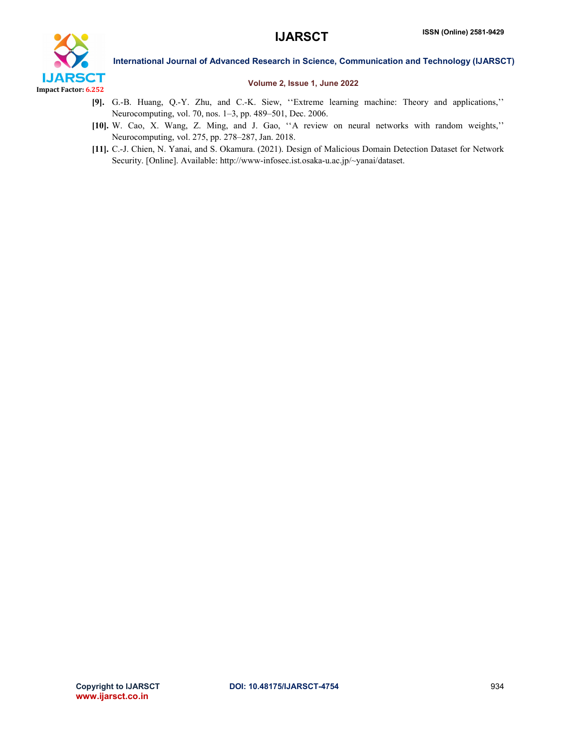[9]. G.-B. Huang, Q.-Y. Zhu, and C.-K. Siew, ''Extreme learning machine: Theory and applications,'' Neurocomputing, vol. 70, nos. 1–3, pp. 489–501, Dec. 2006.

[10]. W. Cao, X. Wang, Z. Ming, and J. Gao, ''A review on neural networks with random weights,'' Neurocomputing, vol. 275, pp. 278–287, Jan. 2018.

[11]. C.-J. Chien, N. Yanai, and S. Okamura. (2021). Design of Malicious Domain Detection Dataset for Network Security. [Online]. Available: http://www-infosec.ist.osaka-u.ac.jp/~yanai/dataset.